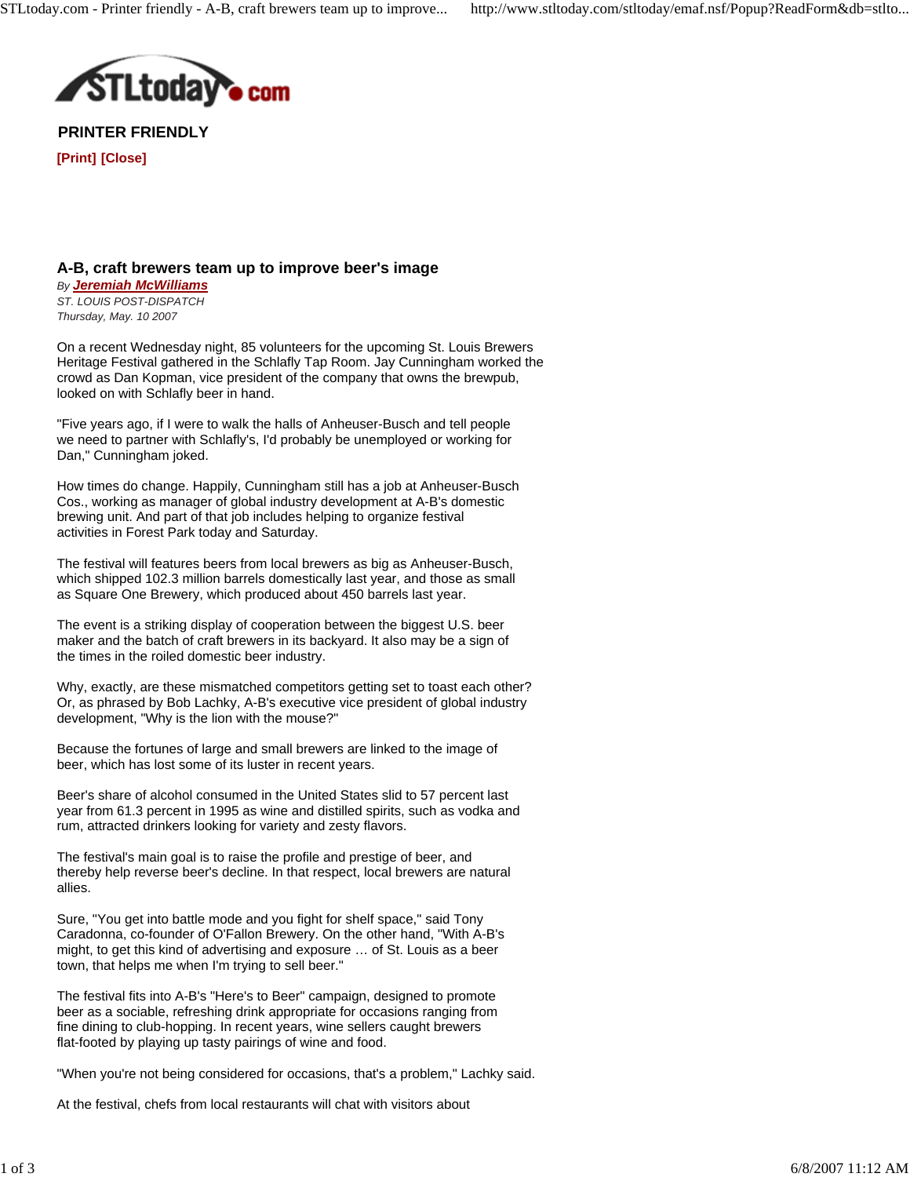**PRINTER FRIENDLY**

**[Print] [Close]**

## A-B, craft brewers team up to improve beer's image

*By* ***Jeremiah McWilliams***
*ST. LOUIS POST-DISPATCH*
*Thursday, May. 10 2007*

On a recent Wednesday night, 85 volunteers for the upcoming St. Louis Brewers Heritage Festival gathered in the Schlafly Tap Room. Jay Cunningham worked the crowd as Dan Kopman, vice president of the company that owns the brewpub, looked on with Schlafly beer in hand.

"Five years ago, if I were to walk the halls of Anheuser-Busch and tell people we need to partner with Schlafly's, I'd probably be unemployed or working for Dan," Cunningham joked.

How times do change. Happily, Cunningham still has a job at Anheuser-Busch Cos., working as manager of global industry development at A-B's domestic brewing unit. And part of that job includes helping to organize festival activities in Forest Park today and Saturday.

The festival will features beers from local brewers as big as Anheuser-Busch, which shipped 102.3 million barrels domestically last year, and those as small as Square One Brewery, which produced about 450 barrels last year.

The event is a striking display of cooperation between the biggest U.S. beer maker and the batch of craft brewers in its backyard. It also may be a sign of the times in the roiled domestic beer industry.

Why, exactly, are these mismatched competitors getting set to toast each other? Or, as phrased by Bob Lachky, A-B's executive vice president of global industry development, "Why is the lion with the mouse?"

Because the fortunes of large and small brewers are linked to the image of beer, which has lost some of its luster in recent years.

Beer's share of alcohol consumed in the United States slid to 57 percent last year from 61.3 percent in 1995 as wine and distilled spirits, such as vodka and rum, attracted drinkers looking for variety and zesty flavors.

The festival's main goal is to raise the profile and prestige of beer, and thereby help reverse beer's decline. In that respect, local brewers are natural allies.

Sure, "You get into battle mode and you fight for shelf space," said Tony Caradonna, co-founder of O'Fallon Brewery. On the other hand, "With A-B's might, to get this kind of advertising and exposure … of St. Louis as a beer town, that helps me when I'm trying to sell beer."

The festival fits into A-B's "Here's to Beer" campaign, designed to promote beer as a sociable, refreshing drink appropriate for occasions ranging from fine dining to club-hopping. In recent years, wine sellers caught brewers flat-footed by playing up tasty pairings of wine and food.

"When you're not being considered for occasions, that's a problem," Lachky said.

At the festival, chefs from local restaurants will chat with visitors about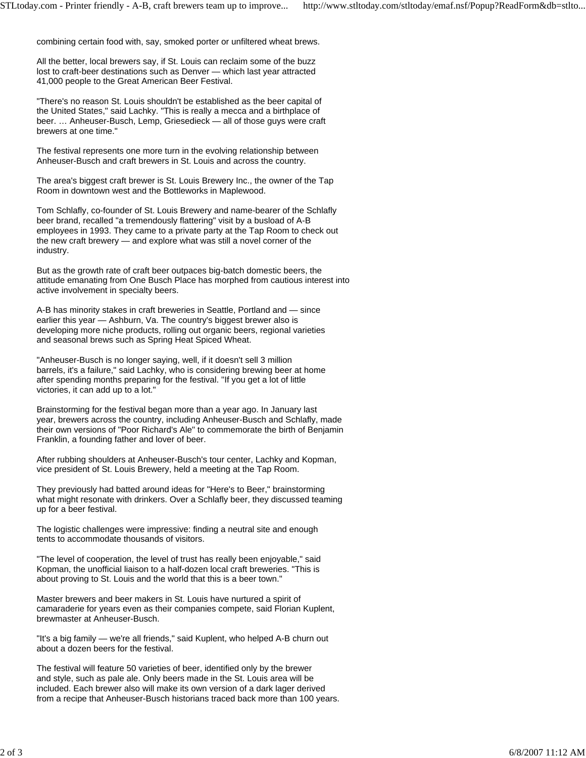combining certain food with, say, smoked porter or unfiltered wheat brews.

All the better, local brewers say, if St. Louis can reclaim some of the buzz lost to craft-beer destinations such as Denver — which last year attracted 41,000 people to the Great American Beer Festival.

"There's no reason St. Louis shouldn't be established as the beer capital of the United States," said Lachky. "This is really a mecca and a birthplace of beer. … Anheuser-Busch, Lemp, Griesedieck — all of those guys were craft brewers at one time."

The festival represents one more turn in the evolving relationship between Anheuser-Busch and craft brewers in St. Louis and across the country.

The area's biggest craft brewer is St. Louis Brewery Inc., the owner of the Tap Room in downtown west and the Bottleworks in Maplewood.

Tom Schlafly, co-founder of St. Louis Brewery and name-bearer of the Schlafly beer brand, recalled "a tremendously flattering" visit by a busload of A-B employees in 1993. They came to a private party at the Tap Room to check out the new craft brewery — and explore what was still a novel corner of the industry.

But as the growth rate of craft beer outpaces big-batch domestic beers, the attitude emanating from One Busch Place has morphed from cautious interest into active involvement in specialty beers.

A-B has minority stakes in craft breweries in Seattle, Portland and — since earlier this year — Ashburn, Va. The country's biggest brewer also is developing more niche products, rolling out organic beers, regional varieties and seasonal brews such as Spring Heat Spiced Wheat.

"Anheuser-Busch is no longer saying, well, if it doesn't sell 3 million barrels, it's a failure," said Lachky, who is considering brewing beer at home after spending months preparing for the festival. "If you get a lot of little victories, it can add up to a lot."

Brainstorming for the festival began more than a year ago. In January last year, brewers across the country, including Anheuser-Busch and Schlafly, made their own versions of "Poor Richard's Ale" to commemorate the birth of Benjamin Franklin, a founding father and lover of beer.

After rubbing shoulders at Anheuser-Busch's tour center, Lachky and Kopman, vice president of St. Louis Brewery, held a meeting at the Tap Room.

They previously had batted around ideas for "Here's to Beer," brainstorming what might resonate with drinkers. Over a Schlafly beer, they discussed teaming up for a beer festival.

The logistic challenges were impressive: finding a neutral site and enough tents to accommodate thousands of visitors.

"The level of cooperation, the level of trust has really been enjoyable," said Kopman, the unofficial liaison to a half-dozen local craft breweries. "This is about proving to St. Louis and the world that this is a beer town."

Master brewers and beer makers in St. Louis have nurtured a spirit of camaraderie for years even as their companies compete, said Florian Kuplent, brewmaster at Anheuser-Busch.

"It's a big family — we're all friends," said Kuplent, who helped A-B churn out about a dozen beers for the festival.

The festival will feature 50 varieties of beer, identified only by the brewer and style, such as pale ale. Only beers made in the St. Louis area will be included. Each brewer also will make its own version of a dark lager derived from a recipe that Anheuser-Busch historians traced back more than 100 years.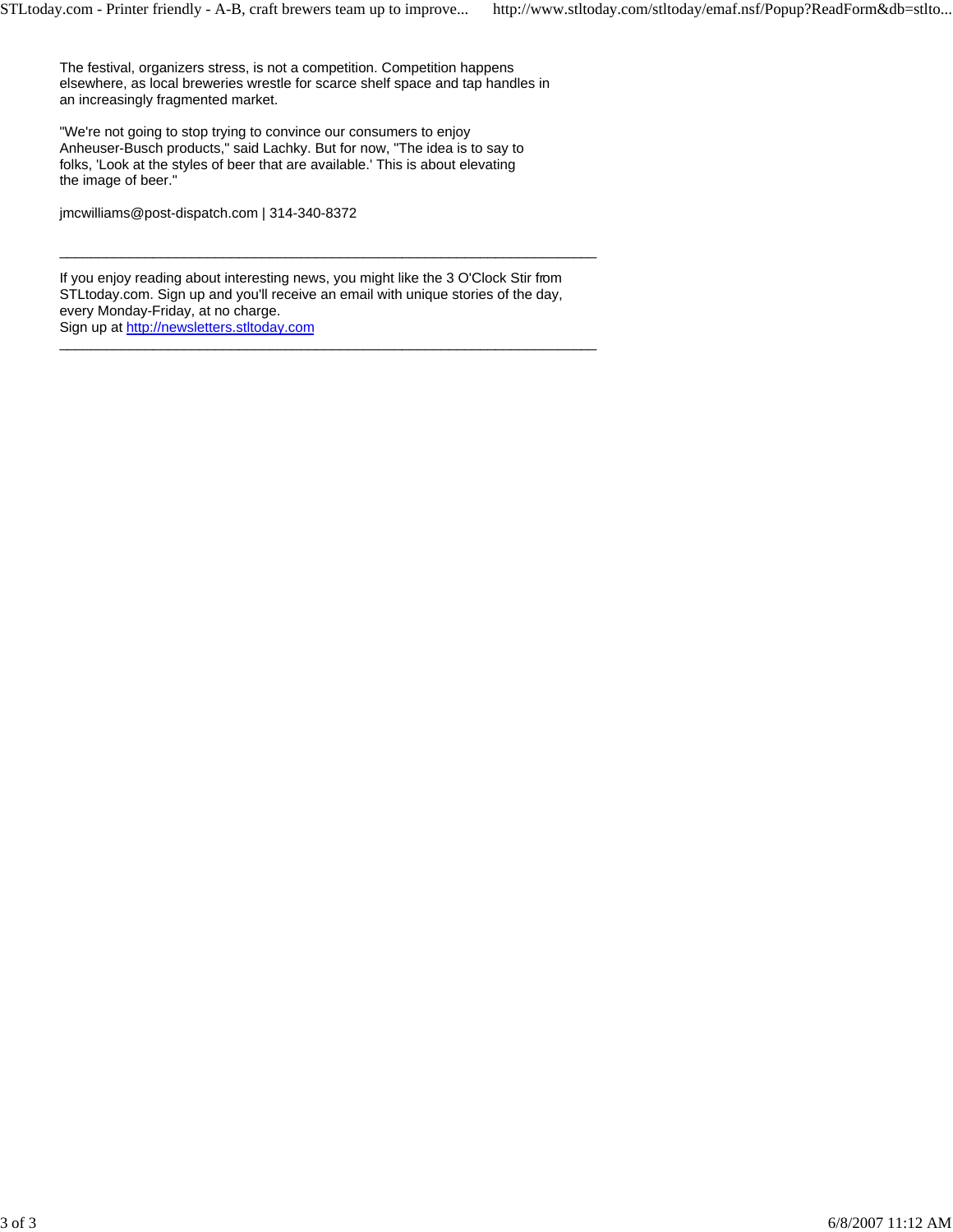The festival, organizers stress, is not a competition. Competition happens elsewhere, as local breweries wrestle for scarce shelf space and tap handles in an increasingly fragmented market.

"We're not going to stop trying to convince our consumers to enjoy Anheuser-Busch products," said Lachky. But for now, "The idea is to say to folks, 'Look at the styles of beer that are available.' This is about elevating the image of beer."

jmcwilliams@post-dispatch.com | 314-340-8372

---

If you enjoy reading about interesting news, you might like the 3 O'Clock Stir from STLtoday.com. Sign up and you'll receive an email with unique stories of the day, every Monday-Friday, at no charge.
Sign up at [http://newsletters.stltoday.com](http://newsletters.stltoday.com)

---